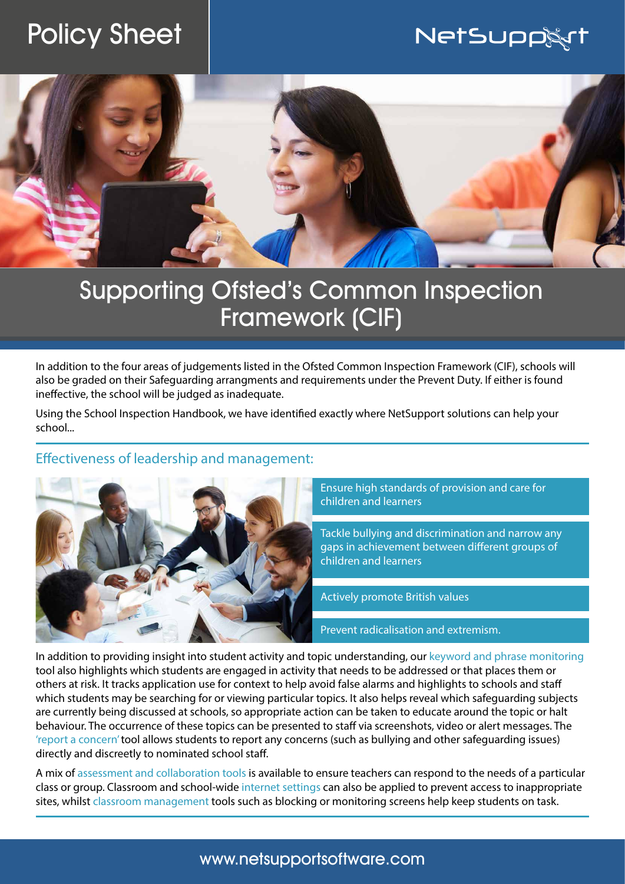Policy Sheet

NetSupport

# Supporting Ofsted's Common Inspection Framework (CIF)

In addition to the four areas of judgements listed in the Ofsted Common Inspection Framework (CIF), schools will also be graded on their Safeguarding arrangments and requirements under the Prevent Duty. If either is found ineffective, the school will be judged as inadequate.

Using the School Inspection Handbook, we have identified exactly where NetSupport solutions can help your school...

## Effectiveness of leadership and management:

- Ensure high standards of provision and care for children and learners
- Tackle bullying and discrimination and narrow any gaps in achievement between different groups of children and learners
- Actively promote British values
- Prevent radicalisation and extremism.

In addition to providing insight into student activity and topic understanding, our keyword and phrase monitoring tool also highlights which students are engaged in activity that needs to be addressed or that places them or others at risk. It tracks application use for context to help avoid false alarms and highlights to schools and staff which students may be searching for or viewing particular topics. It also helps reveal which safeguarding subjects are currently being discussed at schools, so appropriate action can be taken to educate around the topic or halt behaviour. The occurrence of these topics can be presented to staff via screenshots, video or alert messages. The 'report a concern' tool allows students to report any concerns (such as bullying and other safeguarding issues) directly and discreetly to nominated school staff.

A mix of assessment and collaboration tools is available to ensure teachers can respond to the needs of a particular class or group. Classroom and school-wide internet settings can also be applied to prevent access to inappropriate sites, whilst classroom management tools such as blocking or monitoring screens help keep students on task.

www.netsupportsoftware.com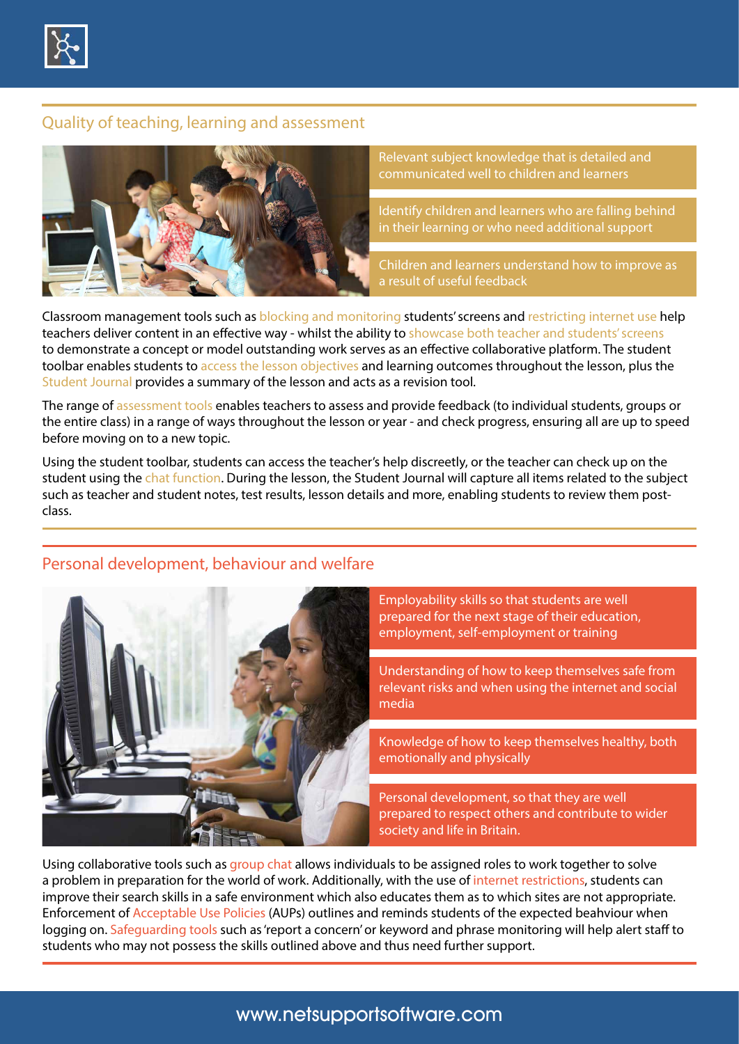## Quality of teaching, learning and assessment

- Relevant subject knowledge that is detailed and communicated well to children and learners
- Identify children and learners who are falling behind in their learning or who need additional support
- Children and learners understand how to improve as a result of useful feedback

Classroom management tools such as blocking and monitoring students' screens and restricting internet use help teachers deliver content in an effective way - whilst the ability to showcase both teacher and students' screens to demonstrate a concept or model outstanding work serves as an effective collaborative platform. The student toolbar enables students to access the lesson objectives and learning outcomes throughout the lesson, plus the Student Journal provides a summary of the lesson and acts as a revision tool.

The range of assessment tools enables teachers to assess and provide feedback (to individual students, groups or the entire class) in a range of ways throughout the lesson or year - and check progress, ensuring all are up to speed before moving on to a new topic.

Using the student toolbar, students can access the teacher's help discreetly, or the teacher can check up on the student using the chat function. During the lesson, the Student Journal will capture all items related to the subject such as teacher and student notes, test results, lesson details and more, enabling students to review them post-class.

## Personal development, behaviour and welfare

- Employability skills so that students are well prepared for the next stage of their education, employment, self-employment or training
- Understanding of how to keep themselves safe from relevant risks and when using the internet and social media
- Knowledge of how to keep themselves healthy, both emotionally and physically
- Personal development, so that they are well prepared to respect others and contribute to wider society and life in Britain.

Using collaborative tools such as group chat allows individuals to be assigned roles to work together to solve a problem in preparation for the world of work. Additionally, with the use of internet restrictions, students can improve their search skills in a safe environment which also educates them as to which sites are not appropriate. Enforcement of Acceptable Use Policies (AUPs) outlines and reminds students of the expected beahviour when logging on. Safeguarding tools such as 'report a concern' or keyword and phrase monitoring will help alert staff to students who may not possess the skills outlined above and thus need further support.

www.netsupportsoftware.com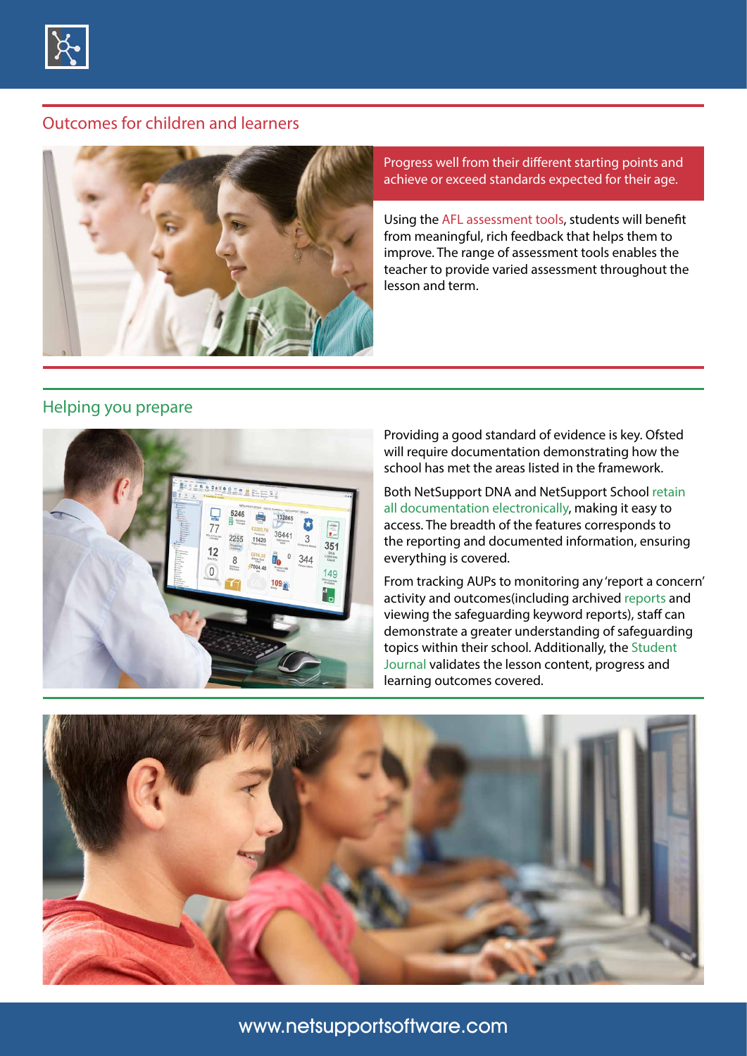## Outcomes for children and learners

**Progress well from their different starting points and achieve or exceed standards expected for their age.**

Using the AFL assessment tools, students will benefit from meaningful, rich feedback that helps them to improve. The range of assessment tools enables the teacher to provide varied assessment throughout the lesson and term.

## Helping you prepare

Providing a good standard of evidence is key. Ofsted will require documentation demonstrating how the school has met the areas listed in the framework.

Both NetSupport DNA and NetSupport School retain all documentation electronically, making it easy to access. The breadth of the features corresponds to the reporting and documented information, ensuring everything is covered.

From tracking AUPs to monitoring any 'report a concern' activity and outcomes(including archived reports and viewing the safeguarding keyword reports), staff can demonstrate a greater understanding of safeguarding topics within their school. Additionally, the Student Journal validates the lesson content, progress and learning outcomes covered.

www.netsupportsoftware.com